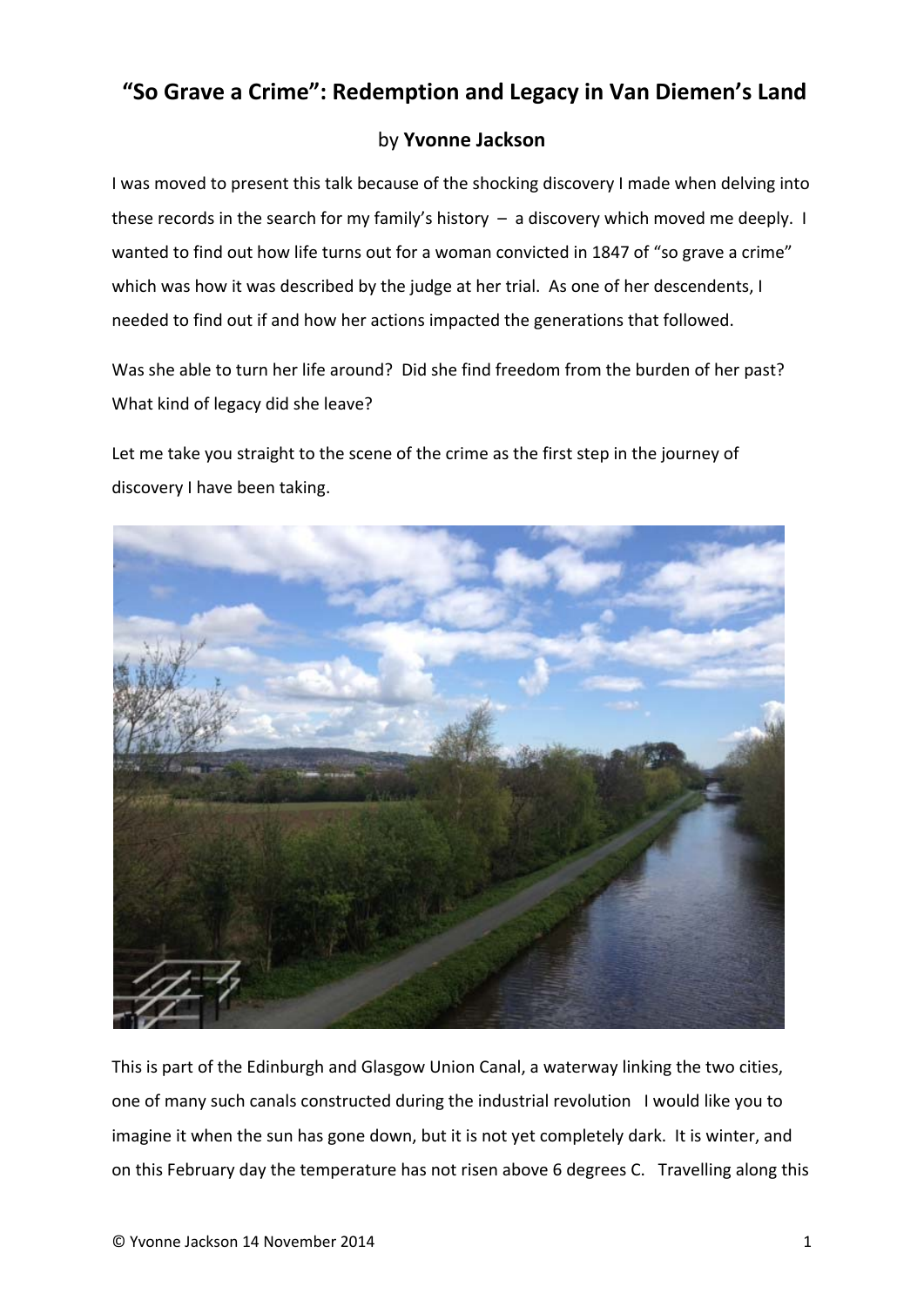# "So Grave a Crime": Redemption and Legacy in Van Diemen's Land

by **Yvonne Jackson**

I was moved to present this talk because of the shocking discovery I made when delving into these records in the search for my family's history – a discovery which moved me deeply. I wanted to find out how life turns out for a woman convicted in 1847 of "so grave a crime" which was how it was described by the judge at her trial. As one of her descendents, I needed to find out if and how her actions impacted the generations that followed.

Was she able to turn her life around? Did she find freedom from the burden of her past? What kind of legacy did she leave?

Let me take you straight to the scene of the crime as the first step in the journey of discovery I have been taking.

This is part of the Edinburgh and Glasgow Union Canal, a waterway linking the two cities, one of many such canals constructed during the industrial revolution I would like you to imagine it when the sun has gone down, but it is not yet completely dark. It is winter, and on this February day the temperature has not risen above 6 degrees C. Travelling along this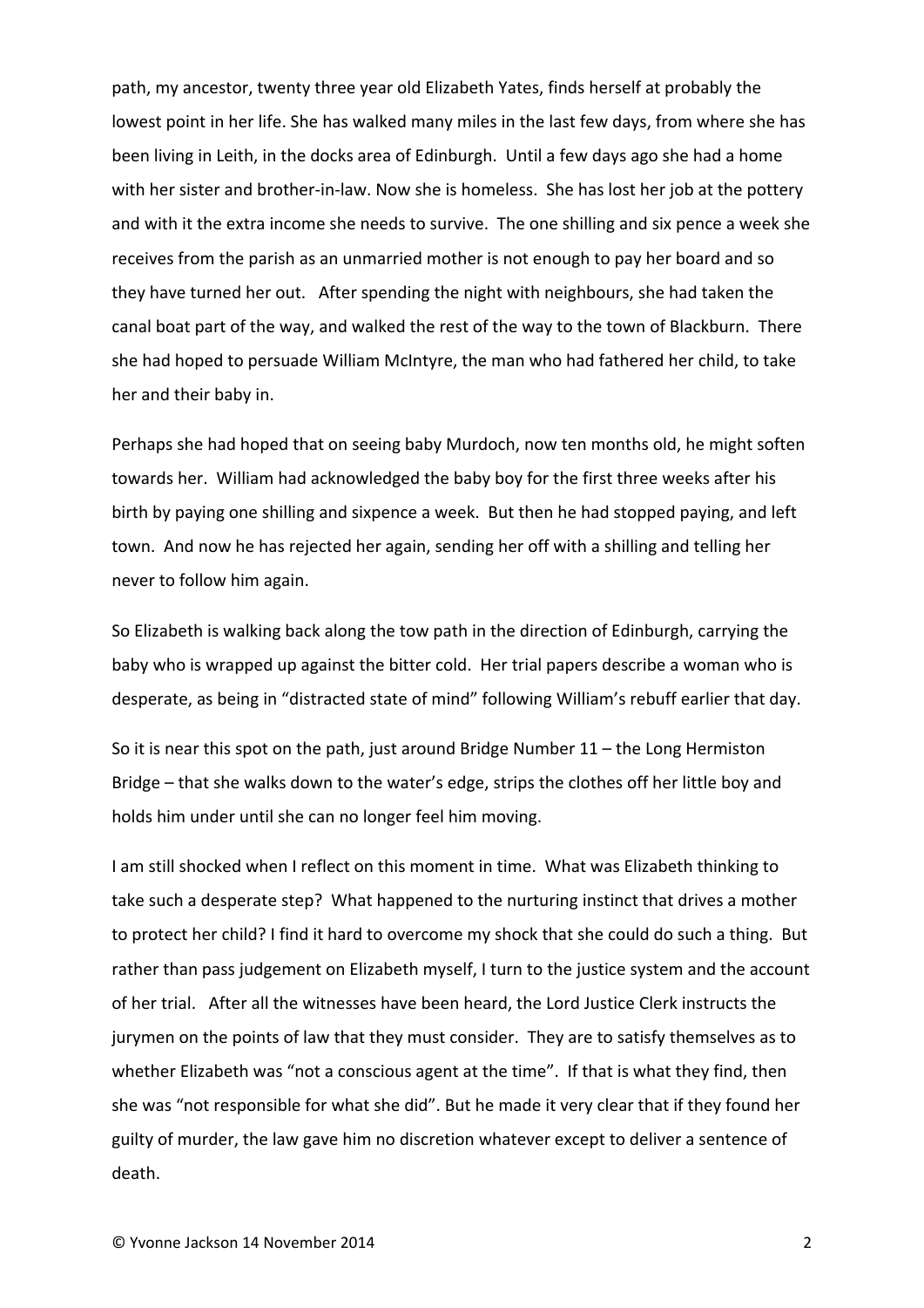path, my ancestor, twenty three year old Elizabeth Yates, finds herself at probably the lowest point in her life. She has walked many miles in the last few days, from where she has been living in Leith, in the docks area of Edinburgh. Until a few days ago she had a home with her sister and brother-in-law. Now she is homeless. She has lost her job at the pottery and with it the extra income she needs to survive. The one shilling and six pence a week she receives from the parish as an unmarried mother is not enough to pay her board and so they have turned her out. After spending the night with neighbours, she had taken the canal boat part of the way, and walked the rest of the way to the town of Blackburn. There she had hoped to persuade William McIntyre, the man who had fathered her child, to take her and their baby in.

Perhaps she had hoped that on seeing baby Murdoch, now ten months old, he might soften towards her. William had acknowledged the baby boy for the first three weeks after his birth by paying one shilling and sixpence a week. But then he had stopped paying, and left town. And now he has rejected her again, sending her off with a shilling and telling her never to follow him again.

So Elizabeth is walking back along the tow path in the direction of Edinburgh, carrying the baby who is wrapped up against the bitter cold. Her trial papers describe a woman who is desperate, as being in "distracted state of mind" following William's rebuff earlier that day.

So it is near this spot on the path, just around Bridge Number 11 – the Long Hermiston Bridge – that she walks down to the water's edge, strips the clothes off her little boy and holds him under until she can no longer feel him moving.

I am still shocked when I reflect on this moment in time. What was Elizabeth thinking to take such a desperate step? What happened to the nurturing instinct that drives a mother to protect her child? I find it hard to overcome my shock that she could do such a thing. But rather than pass judgement on Elizabeth myself, I turn to the justice system and the account of her trial. After all the witnesses have been heard, the Lord Justice Clerk instructs the jurymen on the points of law that they must consider. They are to satisfy themselves as to whether Elizabeth was "not a conscious agent at the time". If that is what they find, then she was "not responsible for what she did". But he made it very clear that if they found her guilty of murder, the law gave him no discretion whatever except to deliver a sentence of death.

© Yvonne Jackson 14 November 2014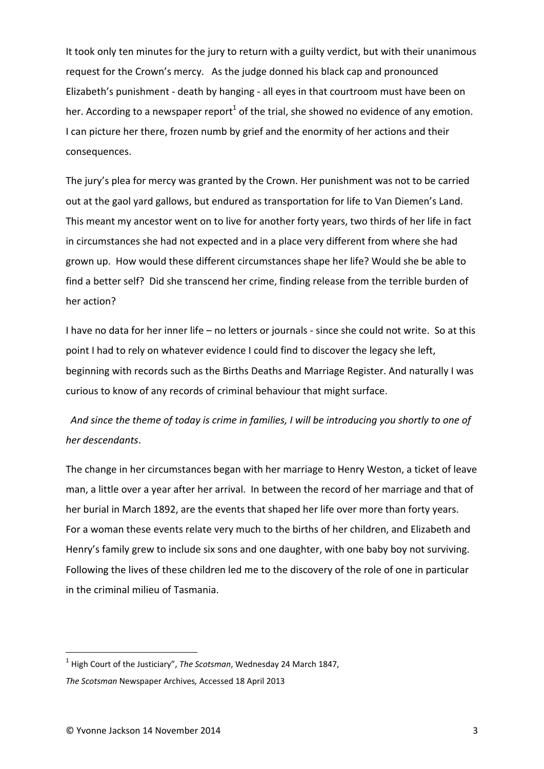It took only ten minutes for the jury to return with a guilty verdict, but with their unanimous request for the Crown's mercy. As the judge donned his black cap and pronounced Elizabeth's punishment - death by hanging - all eyes in that courtroom must have been on her. According to a newspaper report[1] of the trial, she showed no evidence of any emotion. I can picture her there, frozen numb by grief and the enormity of her actions and their consequences.

The jury's plea for mercy was granted by the Crown. Her punishment was not to be carried out at the gaol yard gallows, but endured as transportation for life to Van Diemen's Land. This meant my ancestor went on to live for another forty years, two thirds of her life in fact in circumstances she had not expected and in a place very different from where she had grown up. How would these different circumstances shape her life? Would she be able to find a better self? Did she transcend her crime, finding release from the terrible burden of her action?

I have no data for her inner life – no letters or journals - since she could not write. So at this point I had to rely on whatever evidence I could find to discover the legacy she left, beginning with records such as the Births Deaths and Marriage Register. And naturally I was curious to know of any records of criminal behaviour that might surface.

*And since the theme of today is crime in families, I will be introducing you shortly to one of her descendants*.

The change in her circumstances began with her marriage to Henry Weston, a ticket of leave man, a little over a year after her arrival. In between the record of her marriage and that of her burial in March 1892, are the events that shaped her life over more than forty years. For a woman these events relate very much to the births of her children, and Elizabeth and Henry's family grew to include six sons and one daughter, with one baby boy not surviving. Following the lives of these children led me to the discovery of the role of one in particular in the criminal milieu of Tasmania.

---

[1] High Court of the Justiciary", *The Scotsman*, Wednesday 24 March 1847, *The Scotsman* Newspaper Archives*,* Accessed 18 April 2013

© Yvonne Jackson 14 November 2014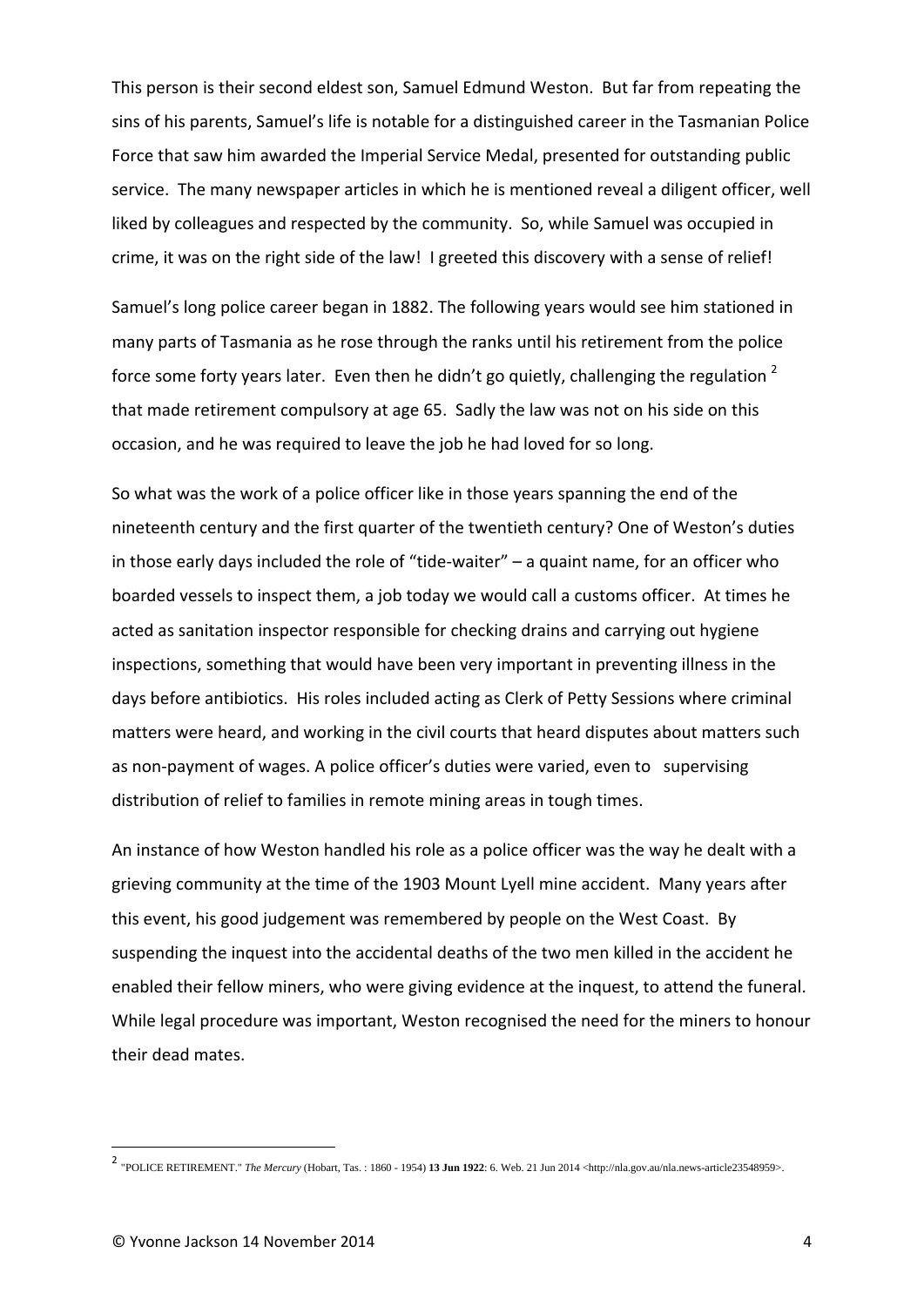This person is their second eldest son, Samuel Edmund Weston. But far from repeating the sins of his parents, Samuel's life is notable for a distinguished career in the Tasmanian Police Force that saw him awarded the Imperial Service Medal, presented for outstanding public service. The many newspaper articles in which he is mentioned reveal a diligent officer, well liked by colleagues and respected by the community. So, while Samuel was occupied in crime, it was on the right side of the law! I greeted this discovery with a sense of relief!

Samuel's long police career began in 1882. The following years would see him stationed in many parts of Tasmania as he rose through the ranks until his retirement from the police force some forty years later. Even then he didn't go quietly, challenging the regulation [2] that made retirement compulsory at age 65. Sadly the law was not on his side on this occasion, and he was required to leave the job he had loved for so long.

So what was the work of a police officer like in those years spanning the end of the nineteenth century and the first quarter of the twentieth century? One of Weston's duties in those early days included the role of "tide-waiter" – a quaint name, for an officer who boarded vessels to inspect them, a job today we would call a customs officer. At times he acted as sanitation inspector responsible for checking drains and carrying out hygiene inspections, something that would have been very important in preventing illness in the days before antibiotics. His roles included acting as Clerk of Petty Sessions where criminal matters were heard, and working in the civil courts that heard disputes about matters such as non-payment of wages. A police officer's duties were varied, even to supervising distribution of relief to families in remote mining areas in tough times.

An instance of how Weston handled his role as a police officer was the way he dealt with a grieving community at the time of the 1903 Mount Lyell mine accident. Many years after this event, his good judgement was remembered by people on the West Coast. By suspending the inquest into the accidental deaths of the two men killed in the accident he enabled their fellow miners, who were giving evidence at the inquest, to attend the funeral. While legal procedure was important, Weston recognised the need for the miners to honour their dead mates.

---

[2] "POLICE RETIREMENT." *The Mercury* (Hobart, Tas. : 1860 - 1954) **13 Jun 1922**: 6. Web. 21 Jun 2014 <http://nla.gov.au/nla.news-article23548959>.

© Yvonne Jackson 14 November 2014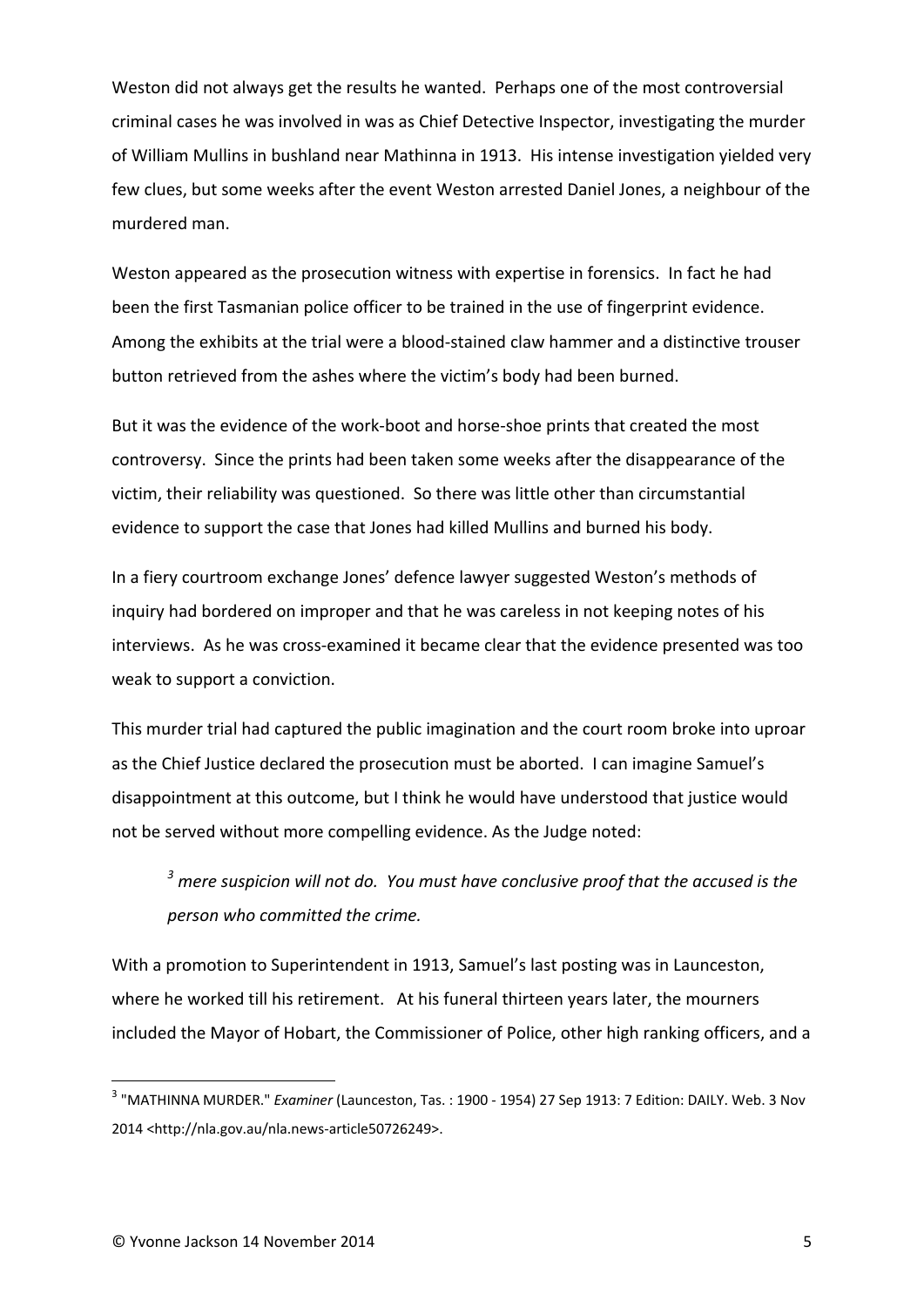Weston did not always get the results he wanted. Perhaps one of the most controversial criminal cases he was involved in was as Chief Detective Inspector, investigating the murder of William Mullins in bushland near Mathinna in 1913. His intense investigation yielded very few clues, but some weeks after the event Weston arrested Daniel Jones, a neighbour of the murdered man.

Weston appeared as the prosecution witness with expertise in forensics. In fact he had been the first Tasmanian police officer to be trained in the use of fingerprint evidence. Among the exhibits at the trial were a blood-stained claw hammer and a distinctive trouser button retrieved from the ashes where the victim's body had been burned.

But it was the evidence of the work-boot and horse-shoe prints that created the most controversy. Since the prints had been taken some weeks after the disappearance of the victim, their reliability was questioned. So there was little other than circumstantial evidence to support the case that Jones had killed Mullins and burned his body.

In a fiery courtroom exchange Jones' defence lawyer suggested Weston's methods of inquiry had bordered on improper and that he was careless in not keeping notes of his interviews. As he was cross-examined it became clear that the evidence presented was too weak to support a conviction.

This murder trial had captured the public imagination and the court room broke into uproar as the Chief Justice declared the prosecution must be aborted. I can imagine Samuel's disappointment at this outcome, but I think he would have understood that justice would not be served without more compelling evidence. As the Judge noted:

> [3] *mere suspicion will not do. You must have conclusive proof that the accused is the person who committed the crime.*

With a promotion to Superintendent in 1913, Samuel's last posting was in Launceston, where he worked till his retirement. At his funeral thirteen years later, the mourners included the Mayor of Hobart, the Commissioner of Police, other high ranking officers, and a

[3] "MATHINNA MURDER." *Examiner* (Launceston, Tas. : 1900 - 1954) 27 Sep 1913: 7 Edition: DAILY. Web. 3 Nov 2014 <http://nla.gov.au/nla.news-article50726249>.

© Yvonne Jackson 14 November 2014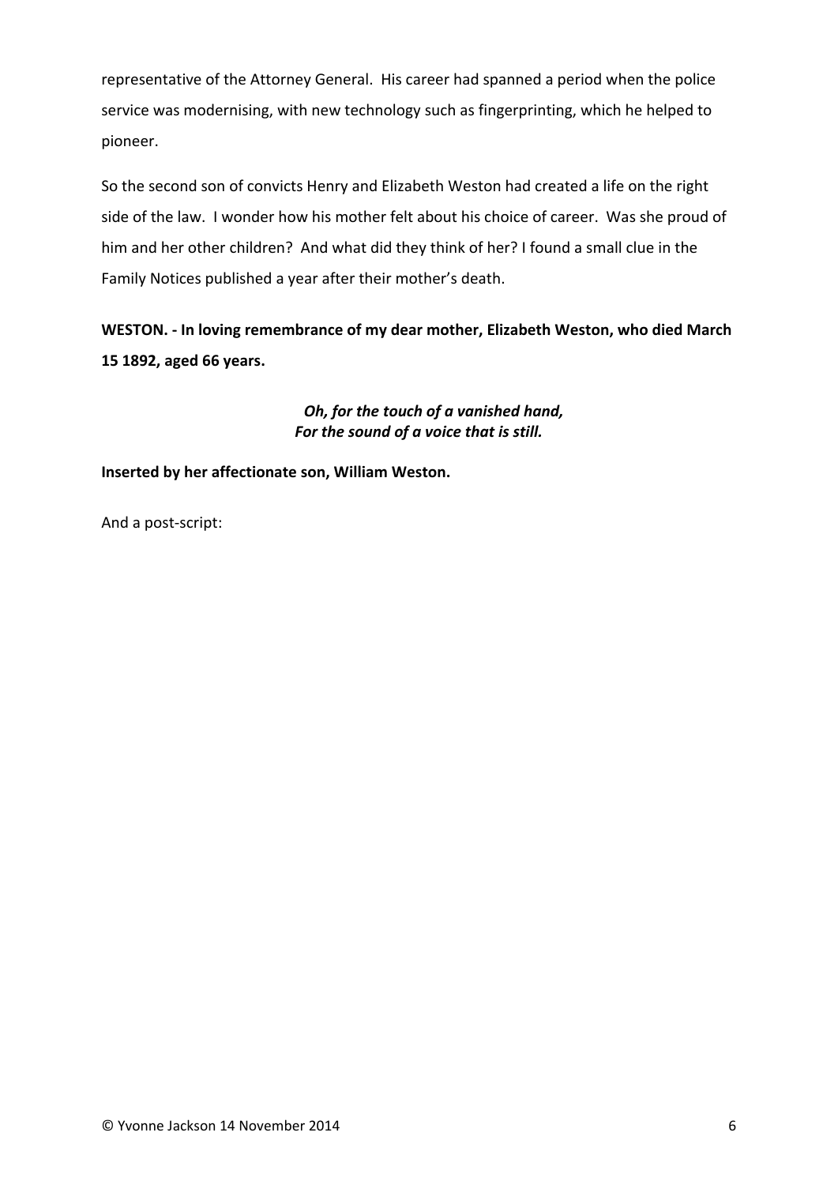representative of the Attorney General. His career had spanned a period when the police service was modernising, with new technology such as fingerprinting, which he helped to pioneer.

So the second son of convicts Henry and Elizabeth Weston had created a life on the right side of the law. I wonder how his mother felt about his choice of career. Was she proud of him and her other children? And what did they think of her? I found a small clue in the Family Notices published a year after their mother's death.

**WESTON. - In loving remembrance of my dear mother, Elizabeth Weston, who died March 15 1892, aged 66 years.**

***Oh, for the touch of a vanished hand,***
***For the sound of a voice that is still.***

**Inserted by her affectionate son, William Weston.**

And a post-script: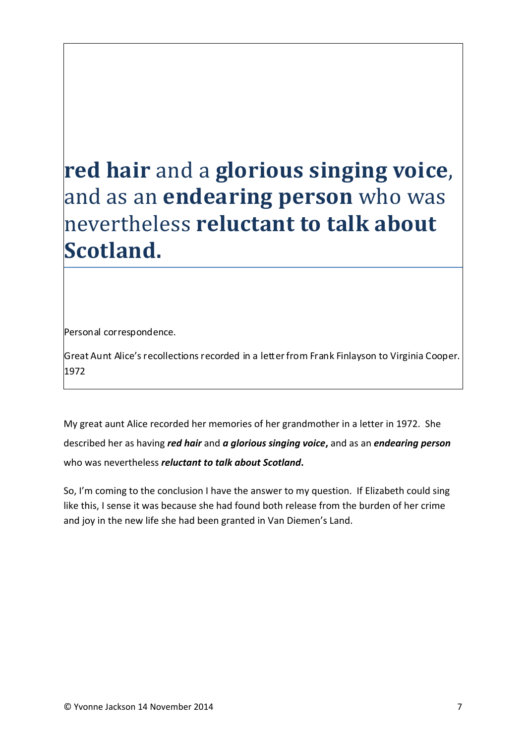**red hair** and a **glorious singing voice**, and as an **endearing person** who was nevertheless **reluctant to talk about Scotland.**

Personal correspondence.

Great Aunt Alice's recollections recorded in a letter from Frank Finlayson to Virginia Cooper. 1972

My great aunt Alice recorded her memories of her grandmother in a letter in 1972. She described her as having ***red hair*** and ***a glorious singing voice*****,** and as an ***endearing person*** who was nevertheless ***reluctant to talk about Scotland*****.**

So, I'm coming to the conclusion I have the answer to my question. If Elizabeth could sing like this, I sense it was because she had found both release from the burden of her crime and joy in the new life she had been granted in Van Diemen's Land.

© Yvonne Jackson 14 November 2014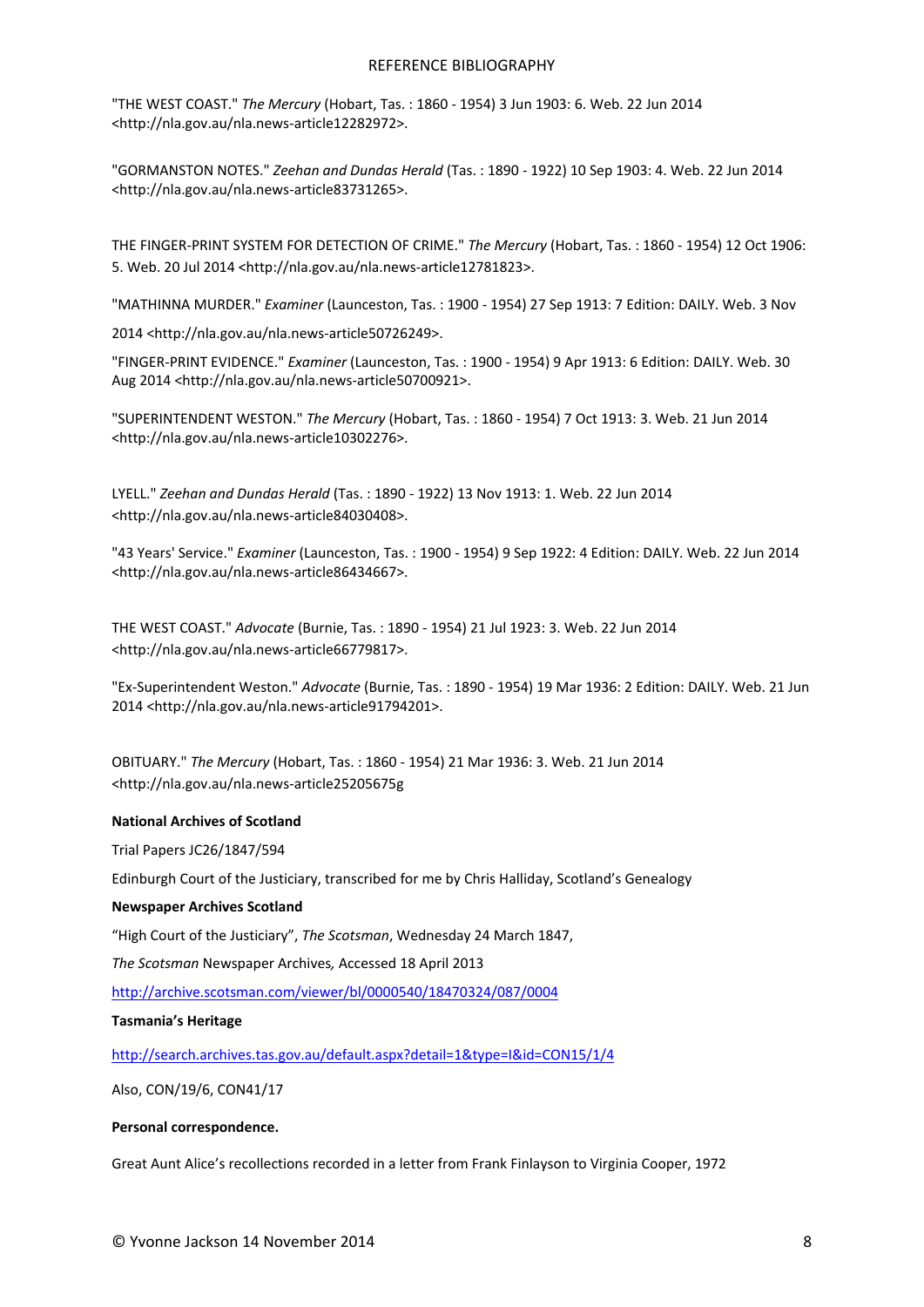"THE WEST COAST." *The Mercury* (Hobart, Tas. : 1860 - 1954) 3 Jun 1903: 6. Web. 22 Jun 2014 <http://nla.gov.au/nla.news-article12282972>.

"GORMANSTON NOTES." *Zeehan and Dundas Herald* (Tas. : 1890 - 1922) 10 Sep 1903: 4. Web. 22 Jun 2014 <http://nla.gov.au/nla.news-article83731265>.

THE FINGER-PRINT SYSTEM FOR DETECTION OF CRIME." *The Mercury* (Hobart, Tas. : 1860 - 1954) 12 Oct 1906: 5. Web. 20 Jul 2014 <http://nla.gov.au/nla.news-article12781823>.

"MATHINNA MURDER." *Examiner* (Launceston, Tas. : 1900 - 1954) 27 Sep 1913: 7 Edition: DAILY. Web. 3 Nov 2014 <http://nla.gov.au/nla.news-article50726249>.

"FINGER-PRINT EVIDENCE." *Examiner* (Launceston, Tas. : 1900 - 1954) 9 Apr 1913: 6 Edition: DAILY. Web. 30 Aug 2014 <http://nla.gov.au/nla.news-article50700921>.

"SUPERINTENDENT WESTON." *The Mercury* (Hobart, Tas. : 1860 - 1954) 7 Oct 1913: 3. Web. 21 Jun 2014 <http://nla.gov.au/nla.news-article10302276>.

LYELL." *Zeehan and Dundas Herald* (Tas. : 1890 - 1922) 13 Nov 1913: 1. Web. 22 Jun 2014 <http://nla.gov.au/nla.news-article84030408>.

"43 Years' Service." *Examiner* (Launceston, Tas. : 1900 - 1954) 9 Sep 1922: 4 Edition: DAILY. Web. 22 Jun 2014 <http://nla.gov.au/nla.news-article86434667>.

THE WEST COAST." *Advocate* (Burnie, Tas. : 1890 - 1954) 21 Jul 1923: 3. Web. 22 Jun 2014 <http://nla.gov.au/nla.news-article66779817>.

"Ex-Superintendent Weston." *Advocate* (Burnie, Tas. : 1890 - 1954) 19 Mar 1936: 2 Edition: DAILY. Web. 21 Jun 2014 <http://nla.gov.au/nla.news-article91794201>.

OBITUARY." *The Mercury* (Hobart, Tas. : 1860 - 1954) 21 Mar 1936: 3. Web. 21 Jun 2014 <http://nla.gov.au/nla.news-article25205675g

**National Archives of Scotland**

Trial Papers JC26/1847/594

Edinburgh Court of the Justiciary, transcribed for me by Chris Halliday, Scotland's Genealogy

**Newspaper Archives Scotland**

"High Court of the Justiciary", *The Scotsman*, Wednesday 24 March 1847,

*The Scotsman* Newspaper Archives*,* Accessed 18 April 2013

http://archive.scotsman.com/viewer/bl/0000540/18470324/087/0004

**Tasmania's Heritage**

http://search.archives.tas.gov.au/default.aspx?detail=1&type=I&id=CON15/1/4

Also, CON/19/6, CON41/17

**Personal correspondence.**

Great Aunt Alice's recollections recorded in a letter from Frank Finlayson to Virginia Cooper, 1972

© Yvonne Jackson 14 November 2014